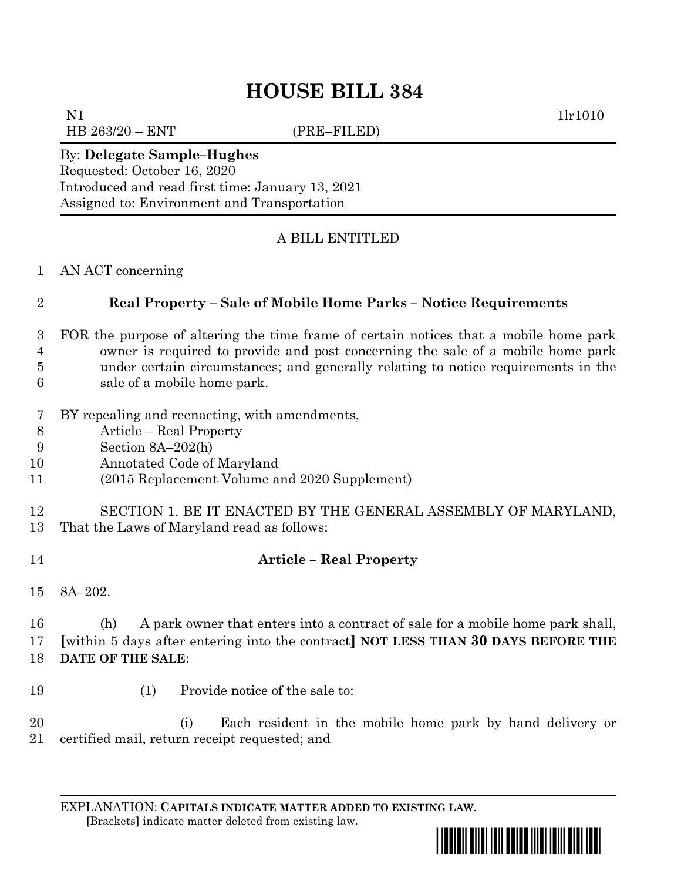# HOUSE BILL 384

N1 1lr1010
HB 263/20 – ENT (PRE–FILED)

By: **Delegate Sample–Hughes**
Requested: October 16, 2020
Introduced and read first time: January 13, 2021
Assigned to: Environment and Transportation

A BILL ENTITLED

AN ACT concerning

**Real Property – Sale of Mobile Home Parks – Notice Requirements**

FOR the purpose of altering the time frame of certain notices that a mobile home park owner is required to provide and post concerning the sale of a mobile home park under certain circumstances; and generally relating to notice requirements in the sale of a mobile home park.

BY repealing and reenacting, with amendments,
Article – Real Property
Section 8A–202(h)
Annotated Code of Maryland
(2015 Replacement Volume and 2020 Supplement)

SECTION 1. BE IT ENACTED BY THE GENERAL ASSEMBLY OF MARYLAND, That the Laws of Maryland read as follows:

**Article – Real Property**

8A–202.

(h) A park owner that enters into a contract of sale for a mobile home park shall, **[**within 5 days after entering into the contract**]** **NOT LESS THAN 30 DAYS BEFORE THE DATE OF THE SALE**:

(1) Provide notice of the sale to:

(i) Each resident in the mobile home park by hand delivery or certified mail, return receipt requested; and

EXPLANATION: **CAPITALS INDICATE MATTER ADDED TO EXISTING LAW**.
**[**Brackets**]** indicate matter deleted from existing law.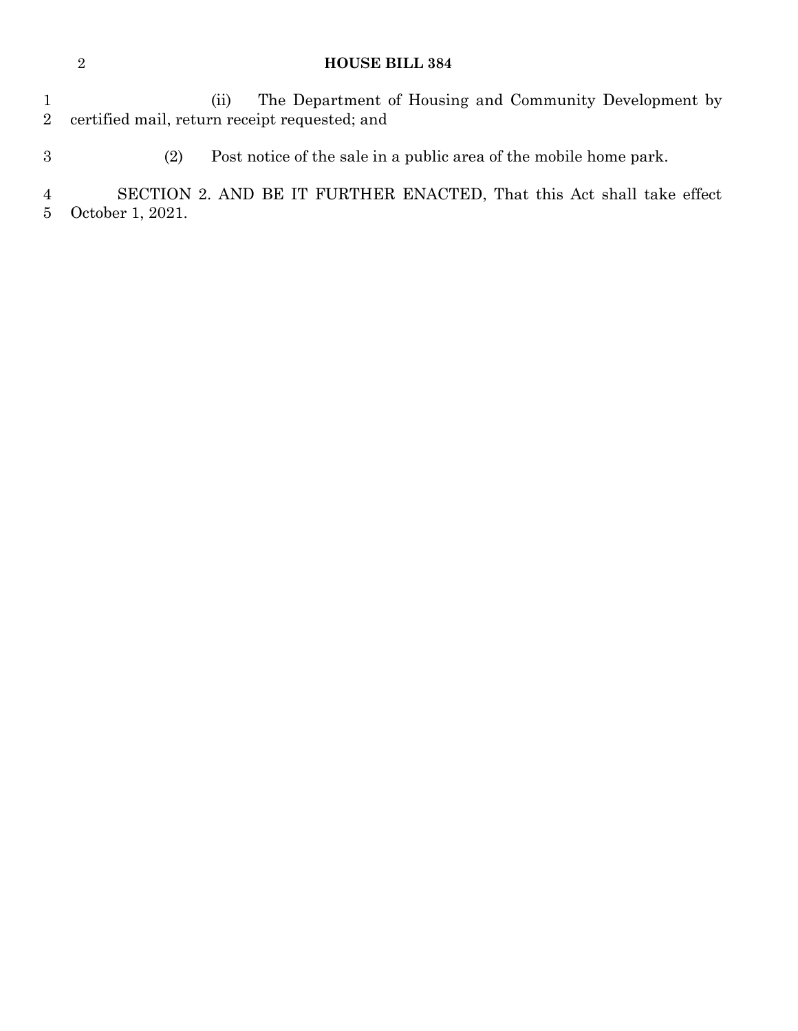(ii) The Department of Housing and Community Development by certified mail, return receipt requested; and

(2) Post notice of the sale in a public area of the mobile home park.

SECTION 2. AND BE IT FURTHER ENACTED, That this Act shall take effect October 1, 2021.